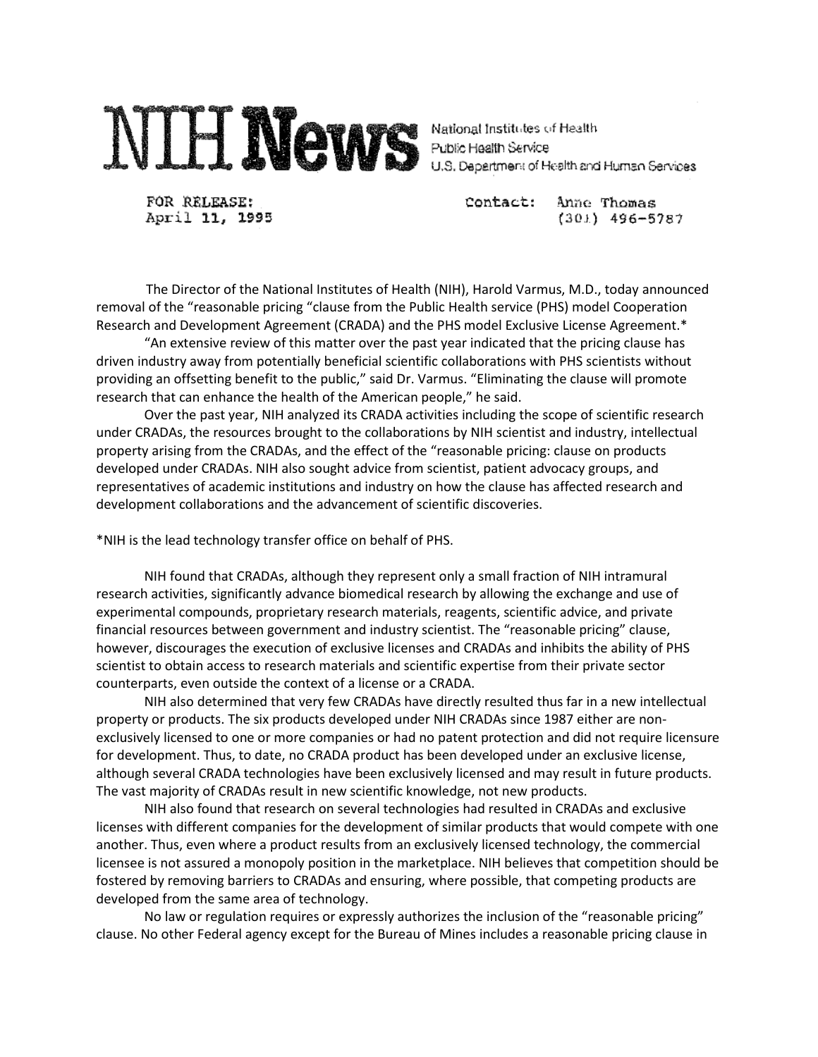# NIH News

National Institutes of Health
Public Health Service
U.S. Department of Health and Human Services

FOR RELEASE:
April 11, 1995

Contact: Anne Thomas
(301) 496-5787

The Director of the National Institutes of Health (NIH), Harold Varmus, M.D., today announced removal of the "reasonable pricing "clause from the Public Health service (PHS) model Cooperation Research and Development Agreement (CRADA) and the PHS model Exclusive License Agreement.*

"An extensive review of this matter over the past year indicated that the pricing clause has driven industry away from potentially beneficial scientific collaborations with PHS scientists without providing an offsetting benefit to the public," said Dr. Varmus. "Eliminating the clause will promote research that can enhance the health of the American people," he said.

Over the past year, NIH analyzed its CRADA activities including the scope of scientific research under CRADAs, the resources brought to the collaborations by NIH scientist and industry, intellectual property arising from the CRADAs, and the effect of the "reasonable pricing: clause on products developed under CRADAs. NIH also sought advice from scientist, patient advocacy groups, and representatives of academic institutions and industry on how the clause has affected research and development collaborations and the advancement of scientific discoveries.

*NIH is the lead technology transfer office on behalf of PHS.

NIH found that CRADAs, although they represent only a small fraction of NIH intramural research activities, significantly advance biomedical research by allowing the exchange and use of experimental compounds, proprietary research materials, reagents, scientific advice, and private financial resources between government and industry scientist. The "reasonable pricing" clause, however, discourages the execution of exclusive licenses and CRADAs and inhibits the ability of PHS scientist to obtain access to research materials and scientific expertise from their private sector counterparts, even outside the context of a license or a CRADA.

NIH also determined that very few CRADAs have directly resulted thus far in a new intellectual property or products. The six products developed under NIH CRADAs since 1987 either are non-exclusively licensed to one or more companies or had no patent protection and did not require licensure for development. Thus, to date, no CRADA product has been developed under an exclusive license, although several CRADA technologies have been exclusively licensed and may result in future products. The vast majority of CRADAs result in new scientific knowledge, not new products.

NIH also found that research on several technologies had resulted in CRADAs and exclusive licenses with different companies for the development of similar products that would compete with one another. Thus, even where a product results from an exclusively licensed technology, the commercial licensee is not assured a monopoly position in the marketplace. NIH believes that competition should be fostered by removing barriers to CRADAs and ensuring, where possible, that competing products are developed from the same area of technology.

No law or regulation requires or expressly authorizes the inclusion of the "reasonable pricing" clause. No other Federal agency except for the Bureau of Mines includes a reasonable pricing clause in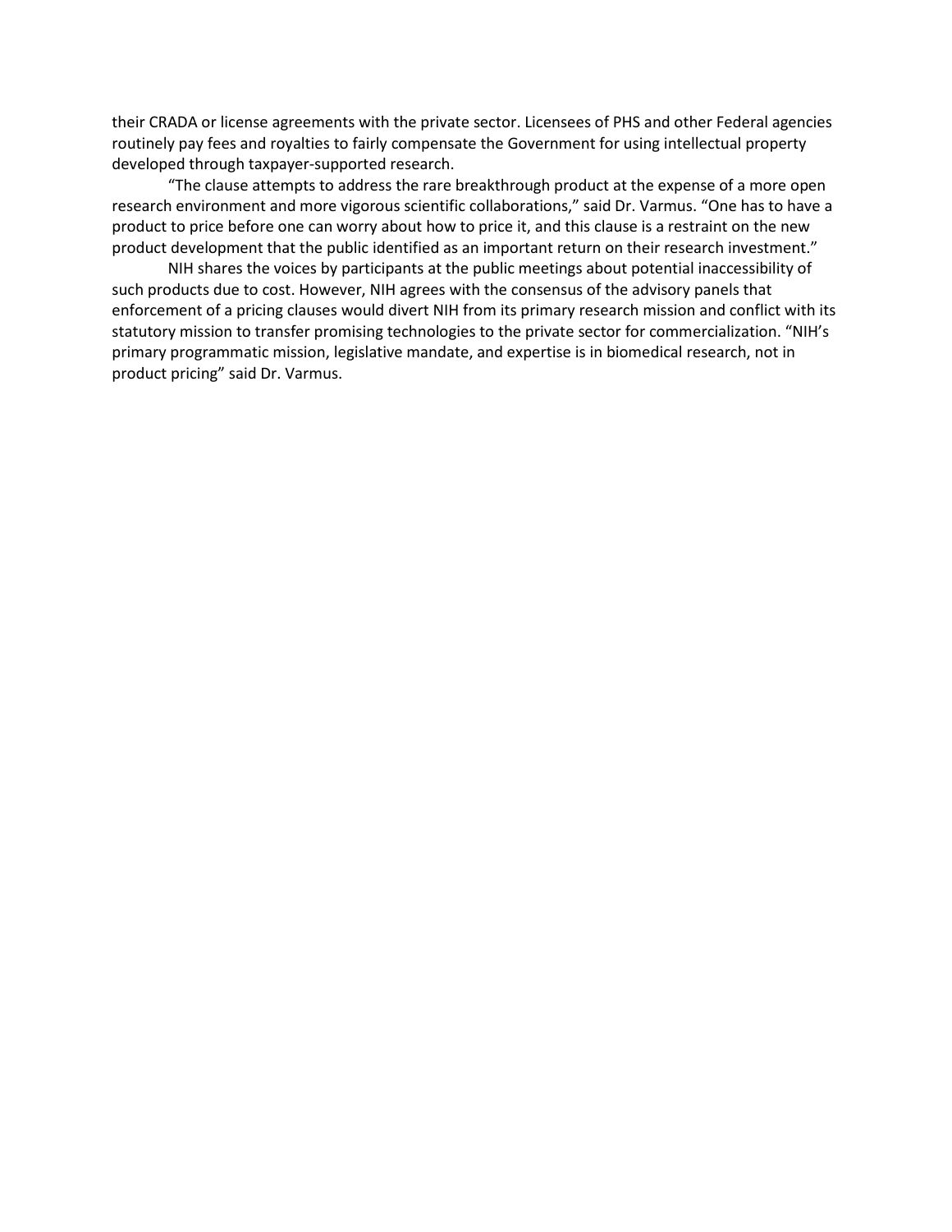their CRADA or license agreements with the private sector. Licensees of PHS and other Federal agencies routinely pay fees and royalties to fairly compensate the Government for using intellectual property developed through taxpayer-supported research.

"The clause attempts to address the rare breakthrough product at the expense of a more open research environment and more vigorous scientific collaborations," said Dr. Varmus. "One has to have a product to price before one can worry about how to price it, and this clause is a restraint on the new product development that the public identified as an important return on their research investment."

NIH shares the voices by participants at the public meetings about potential inaccessibility of such products due to cost. However, NIH agrees with the consensus of the advisory panels that enforcement of a pricing clauses would divert NIH from its primary research mission and conflict with its statutory mission to transfer promising technologies to the private sector for commercialization. "NIH's primary programmatic mission, legislative mandate, and expertise is in biomedical research, not in product pricing" said Dr. Varmus.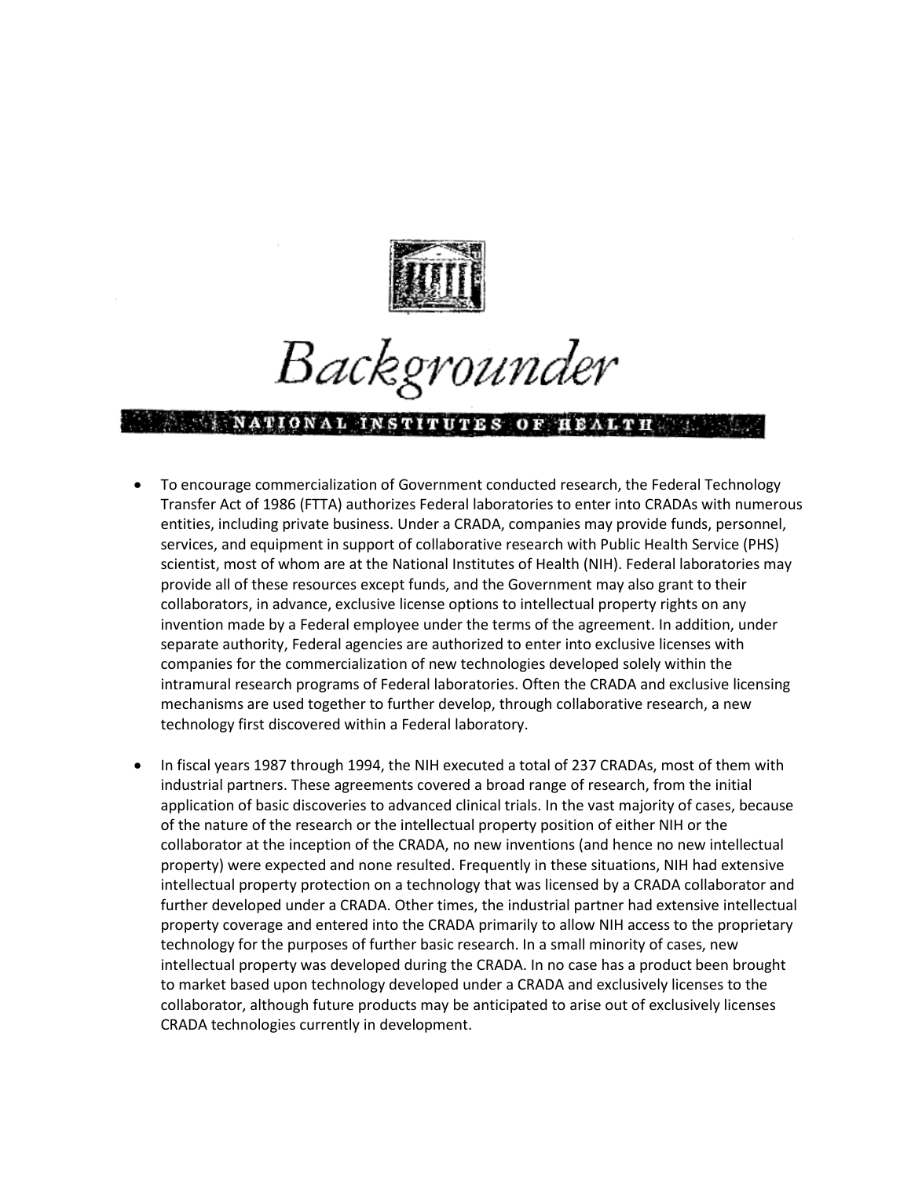# Backgrounder

## NATIONAL INSTITUTES OF HEALTH

- To encourage commercialization of Government conducted research, the Federal Technology Transfer Act of 1986 (FTTA) authorizes Federal laboratories to enter into CRADAs with numerous entities, including private business. Under a CRADA, companies may provide funds, personnel, services, and equipment in support of collaborative research with Public Health Service (PHS) scientist, most of whom are at the National Institutes of Health (NIH). Federal laboratories may provide all of these resources except funds, and the Government may also grant to their collaborators, in advance, exclusive license options to intellectual property rights on any invention made by a Federal employee under the terms of the agreement. In addition, under separate authority, Federal agencies are authorized to enter into exclusive licenses with companies for the commercialization of new technologies developed solely within the intramural research programs of Federal laboratories. Often the CRADA and exclusive licensing mechanisms are used together to further develop, through collaborative research, a new technology first discovered within a Federal laboratory.

- In fiscal years 1987 through 1994, the NIH executed a total of 237 CRADAs, most of them with industrial partners. These agreements covered a broad range of research, from the initial application of basic discoveries to advanced clinical trials. In the vast majority of cases, because of the nature of the research or the intellectual property position of either NIH or the collaborator at the inception of the CRADA, no new inventions (and hence no new intellectual property) were expected and none resulted. Frequently in these situations, NIH had extensive intellectual property protection on a technology that was licensed by a CRADA collaborator and further developed under a CRADA. Other times, the industrial partner had extensive intellectual property coverage and entered into the CRADA primarily to allow NIH access to the proprietary technology for the purposes of further basic research. In a small minority of cases, new intellectual property was developed during the CRADA. In no case has a product been brought to market based upon technology developed under a CRADA and exclusively licenses to the collaborator, although future products may be anticipated to arise out of exclusively licenses CRADA technologies currently in development.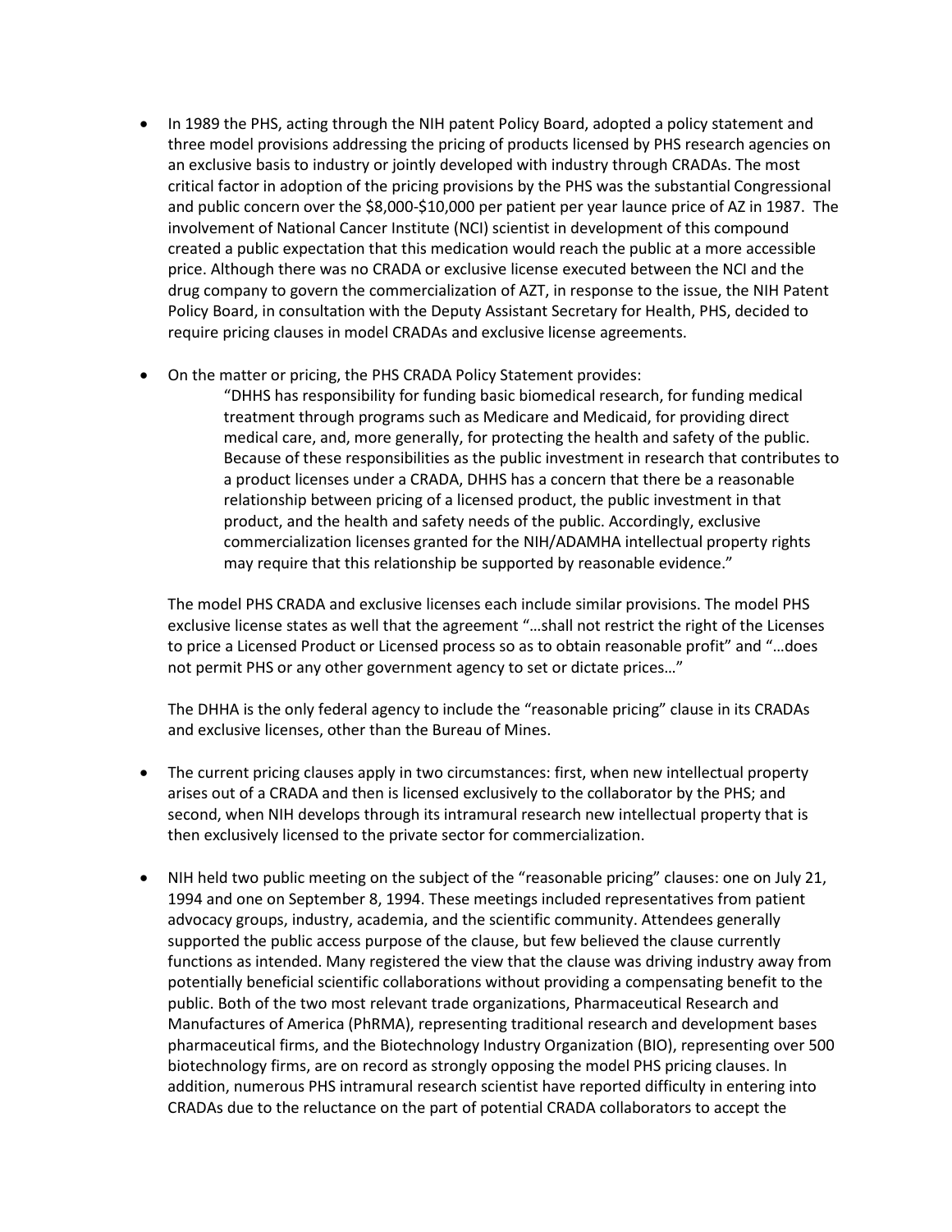- In 1989 the PHS, acting through the NIH patent Policy Board, adopted a policy statement and three model provisions addressing the pricing of products licensed by PHS research agencies on an exclusive basis to industry or jointly developed with industry through CRADAs. The most critical factor in adoption of the pricing provisions by the PHS was the substantial Congressional and public concern over the $8,000-$10,000 per patient per year launce price of AZ in 1987. The involvement of National Cancer Institute (NCI) scientist in development of this compound created a public expectation that this medication would reach the public at a more accessible price. Although there was no CRADA or exclusive license executed between the NCI and the drug company to govern the commercialization of AZT, in response to the issue, the NIH Patent Policy Board, in consultation with the Deputy Assistant Secretary for Health, PHS, decided to require pricing clauses in model CRADAs and exclusive license agreements.

- On the matter or pricing, the PHS CRADA Policy Statement provides:

  > "DHHS has responsibility for funding basic biomedical research, for funding medical treatment through programs such as Medicare and Medicaid, for providing direct medical care, and, more generally, for protecting the health and safety of the public. Because of these responsibilities as the public investment in research that contributes to a product licenses under a CRADA, DHHS has a concern that there be a reasonable relationship between pricing of a licensed product, the public investment in that product, and the health and safety needs of the public. Accordingly, exclusive commercialization licenses granted for the NIH/ADAMHA intellectual property rights may require that this relationship be supported by reasonable evidence."

  The model PHS CRADA and exclusive licenses each include similar provisions. The model PHS exclusive license states as well that the agreement "…shall not restrict the right of the Licenses to price a Licensed Product or Licensed process so as to obtain reasonable profit" and "…does not permit PHS or any other government agency to set or dictate prices…"

  The DHHA is the only federal agency to include the "reasonable pricing" clause in its CRADAs and exclusive licenses, other than the Bureau of Mines.

- The current pricing clauses apply in two circumstances: first, when new intellectual property arises out of a CRADA and then is licensed exclusively to the collaborator by the PHS; and second, when NIH develops through its intramural research new intellectual property that is then exclusively licensed to the private sector for commercialization.

- NIH held two public meeting on the subject of the "reasonable pricing" clauses: one on July 21, 1994 and one on September 8, 1994. These meetings included representatives from patient advocacy groups, industry, academia, and the scientific community. Attendees generally supported the public access purpose of the clause, but few believed the clause currently functions as intended. Many registered the view that the clause was driving industry away from potentially beneficial scientific collaborations without providing a compensating benefit to the public. Both of the two most relevant trade organizations, Pharmaceutical Research and Manufactures of America (PhRMA), representing traditional research and development bases pharmaceutical firms, and the Biotechnology Industry Organization (BIO), representing over 500 biotechnology firms, are on record as strongly opposing the model PHS pricing clauses. In addition, numerous PHS intramural research scientist have reported difficulty in entering into CRADAs due to the reluctance on the part of potential CRADA collaborators to accept the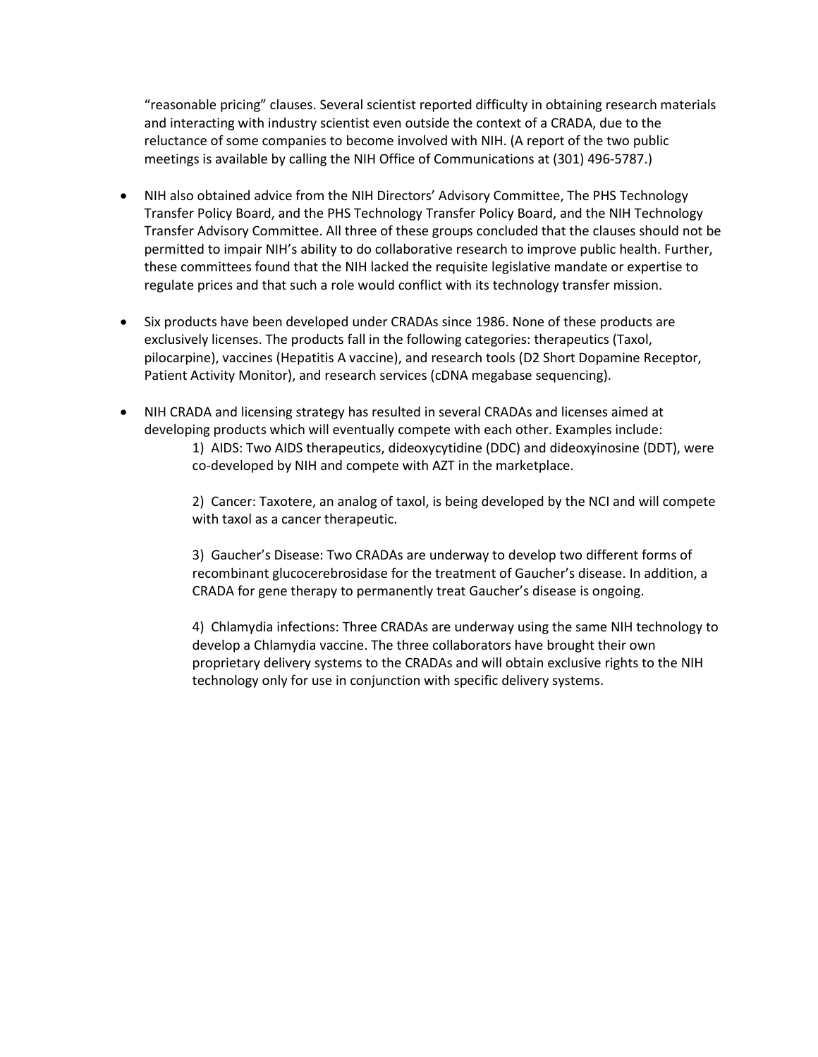"reasonable pricing" clauses. Several scientist reported difficulty in obtaining research materials and interacting with industry scientist even outside the context of a CRADA, due to the reluctance of some companies to become involved with NIH. (A report of the two public meetings is available by calling the NIH Office of Communications at (301) 496-5787.)

- NIH also obtained advice from the NIH Directors' Advisory Committee, The PHS Technology Transfer Policy Board, and the PHS Technology Transfer Policy Board, and the NIH Technology Transfer Advisory Committee. All three of these groups concluded that the clauses should not be permitted to impair NIH's ability to do collaborative research to improve public health. Further, these committees found that the NIH lacked the requisite legislative mandate or expertise to regulate prices and that such a role would conflict with its technology transfer mission.

- Six products have been developed under CRADAs since 1986. None of these products are exclusively licenses. The products fall in the following categories: therapeutics (Taxol, pilocarpine), vaccines (Hepatitis A vaccine), and research tools (D2 Short Dopamine Receptor, Patient Activity Monitor), and research services (cDNA megabase sequencing).

- NIH CRADA and licensing strategy has resulted in several CRADAs and licenses aimed at developing products which will eventually compete with each other. Examples include:

    1) AIDS: Two AIDS therapeutics, dideoxycytidine (DDC) and dideoxyinosine (DDT), were co-developed by NIH and compete with AZT in the marketplace.

    2) Cancer: Taxotere, an analog of taxol, is being developed by the NCI and will compete with taxol as a cancer therapeutic.

    3) Gaucher's Disease: Two CRADAs are underway to develop two different forms of recombinant glucocerebrosidase for the treatment of Gaucher's disease. In addition, a CRADA for gene therapy to permanently treat Gaucher's disease is ongoing.

    4) Chlamydia infections: Three CRADAs are underway using the same NIH technology to develop a Chlamydia vaccine. The three collaborators have brought their own proprietary delivery systems to the CRADAs and will obtain exclusive rights to the NIH technology only for use in conjunction with specific delivery systems.